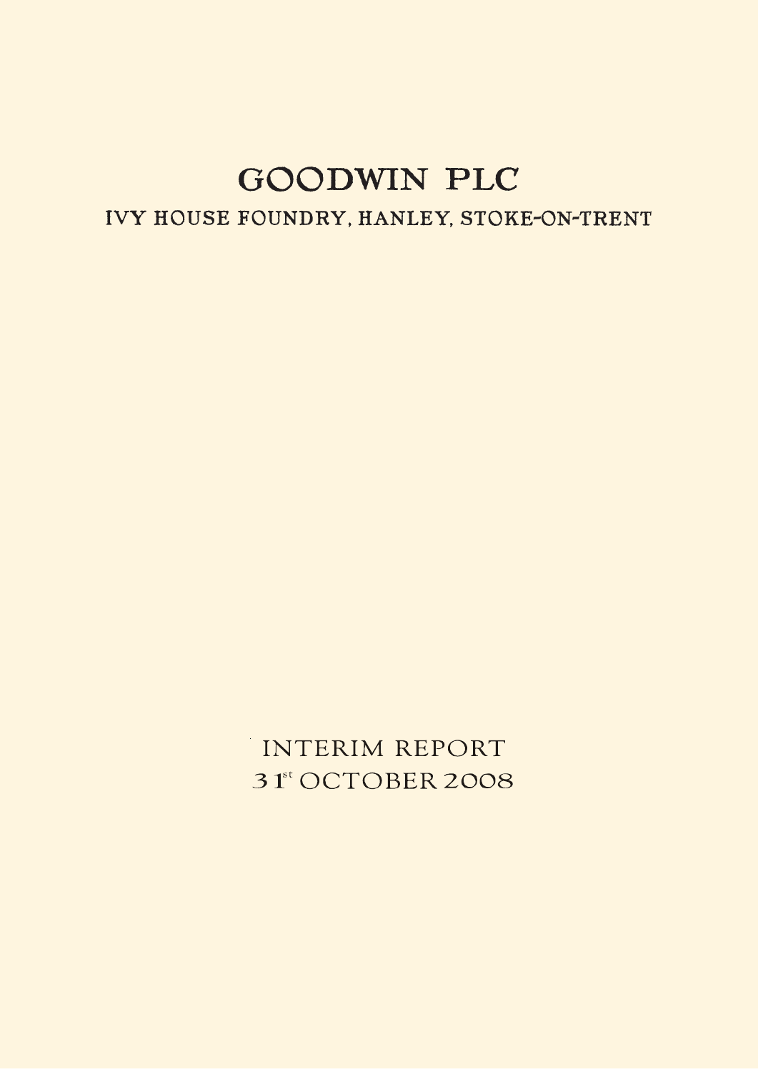# GOODWIN PLC

## IVY HOUSE FOUNDRY, HANLEY, STOKE-ON-TRENT

INTERIM REPORT

31st OCTOBER 2008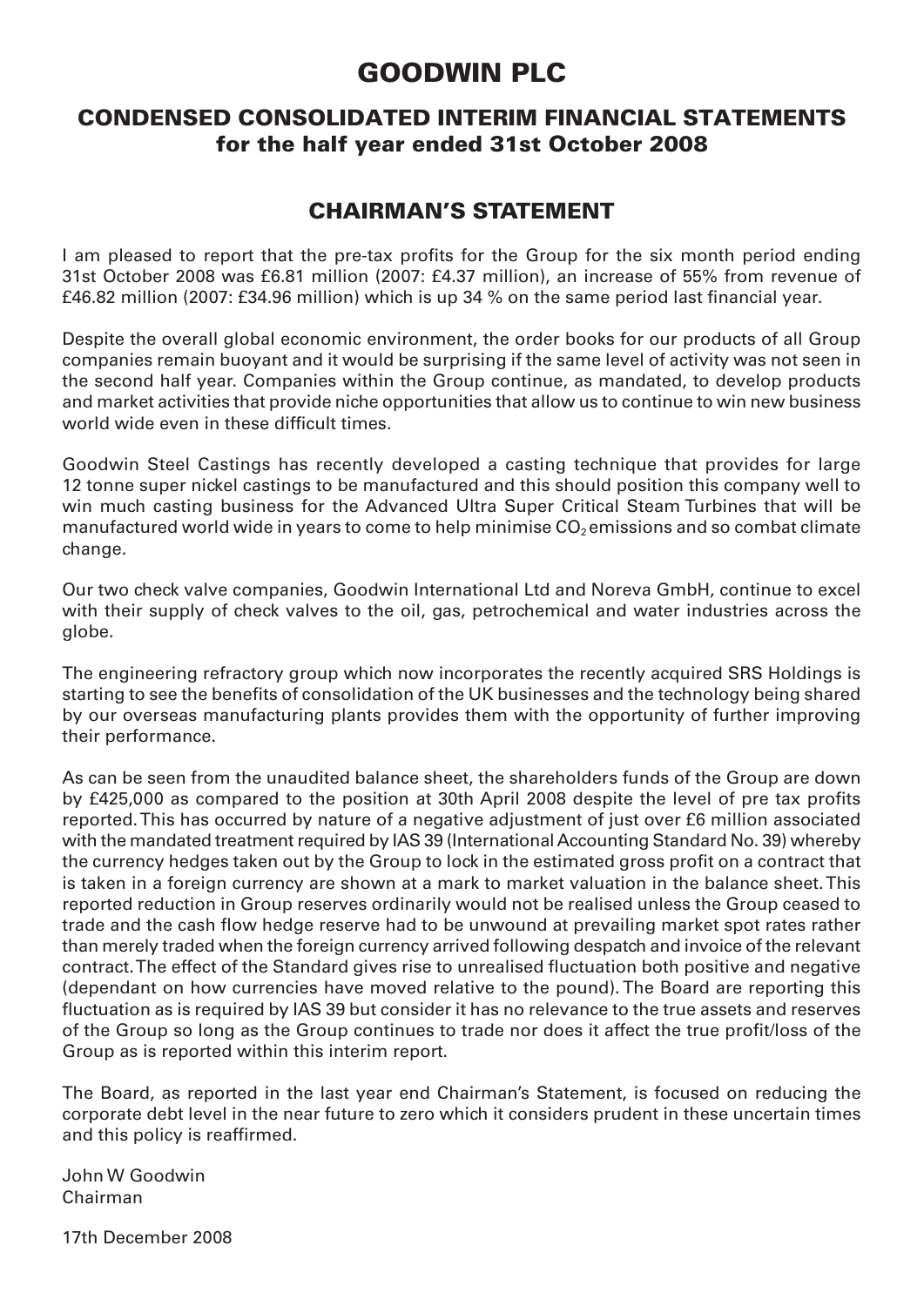# GOODWIN PLC

## CONDENSED CONSOLIDATED INTERIM FINANCIAL STATEMENTS
### for the half year ended 31st October 2008

## CHAIRMAN'S STATEMENT

I am pleased to report that the pre-tax profits for the Group for the six month period ending 31st October 2008 was £6.81 million (2007: £4.37 million), an increase of 55% from revenue of £46.82 million (2007: £34.96 million) which is up 34 % on the same period last financial year.

Despite the overall global economic environment, the order books for our products of all Group companies remain buoyant and it would be surprising if the same level of activity was not seen in the second half year. Companies within the Group continue, as mandated, to develop products and market activities that provide niche opportunities that allow us to continue to win new business world wide even in these difficult times.

Goodwin Steel Castings has recently developed a casting technique that provides for large 12 tonne super nickel castings to be manufactured and this should position this company well to win much casting business for the Advanced Ultra Super Critical Steam Turbines that will be manufactured world wide in years to come to help minimise $CO_2$ emissions and so combat climate change.

Our two check valve companies, Goodwin International Ltd and Noreva GmbH, continue to excel with their supply of check valves to the oil, gas, petrochemical and water industries across the globe.

The engineering refractory group which now incorporates the recently acquired SRS Holdings is starting to see the benefits of consolidation of the UK businesses and the technology being shared by our overseas manufacturing plants provides them with the opportunity of further improving their performance.

As can be seen from the unaudited balance sheet, the shareholders funds of the Group are down by £425,000 as compared to the position at 30th April 2008 despite the level of pre tax profits reported. This has occurred by nature of a negative adjustment of just over £6 million associated with the mandated treatment required by IAS 39 (International Accounting Standard No. 39) whereby the currency hedges taken out by the Group to lock in the estimated gross profit on a contract that is taken in a foreign currency are shown at a mark to market valuation in the balance sheet. This reported reduction in Group reserves ordinarily would not be realised unless the Group ceased to trade and the cash flow hedge reserve had to be unwound at prevailing market spot rates rather than merely traded when the foreign currency arrived following despatch and invoice of the relevant contract. The effect of the Standard gives rise to unrealised fluctuation both positive and negative (dependant on how currencies have moved relative to the pound). The Board are reporting this fluctuation as is required by IAS 39 but consider it has no relevance to the true assets and reserves of the Group so long as the Group continues to trade nor does it affect the true profit/loss of the Group as is reported within this interim report.

The Board, as reported in the last year end Chairman's Statement, is focused on reducing the corporate debt level in the near future to zero which it considers prudent in these uncertain times and this policy is reaffirmed.

John W Goodwin
Chairman

17th December 2008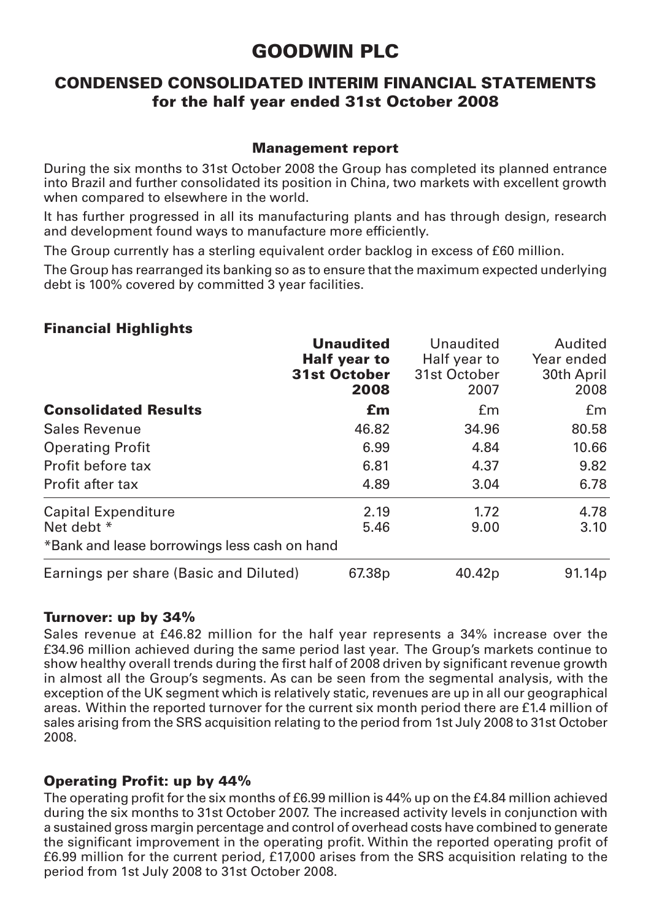# GOODWIN PLC

## CONDENSED CONSOLIDATED INTERIM FINANCIAL STATEMENTS for the half year ended 31st October 2008

### Management report

During the six months to 31st October 2008 the Group has completed its planned entrance into Brazil and further consolidated its position in China, two markets with excellent growth when compared to elsewhere in the world.

It has further progressed in all its manufacturing plants and has through design, research and development found ways to manufacture more efficiently.

The Group currently has a sterling equivalent order backlog in excess of £60 million.

The Group has rearranged its banking so as to ensure that the maximum expected underlying debt is 100% covered by committed 3 year facilities.

### Financial Highlights

| | **Unaudited Half year to 31st October 2008** | Unaudited Half year to 31st October 2007 | Audited Year ended 30th April 2008 |
|---|---|---|---|
| **Consolidated Results** | **£m** | £m | £m |
| Sales Revenue | 46.82 | 34.96 | 80.58 |
| Operating Profit | 6.99 | 4.84 | 10.66 |
| Profit before tax | 6.81 | 4.37 | 9.82 |
| Profit after tax | 4.89 | 3.04 | 6.78 |
| Capital Expenditure | 2.19 | 1.72 | 4.78 |
| Net debt * | 5.46 | 9.00 | 3.10 |
| *Bank and lease borrowings less cash on hand | | | |
| Earnings per share (Basic and Diluted) | 67.38p | 40.42p | 91.14p |

### Turnover: up by 34%

Sales revenue at £46.82 million for the half year represents a 34% increase over the £34.96 million achieved during the same period last year. The Group's markets continue to show healthy overall trends during the first half of 2008 driven by significant revenue growth in almost all the Group's segments. As can be seen from the segmental analysis, with the exception of the UK segment which is relatively static, revenues are up in all our geographical areas. Within the reported turnover for the current six month period there are £1.4 million of sales arising from the SRS acquisition relating to the period from 1st July 2008 to 31st October 2008.

### Operating Profit: up by 44%

The operating profit for the six months of £6.99 million is 44% up on the £4.84 million achieved during the six months to 31st October 2007. The increased activity levels in conjunction with a sustained gross margin percentage and control of overhead costs have combined to generate the significant improvement in the operating profit. Within the reported operating profit of £6.99 million for the current period, £17,000 arises from the SRS acquisition relating to the period from 1st July 2008 to 31st October 2008.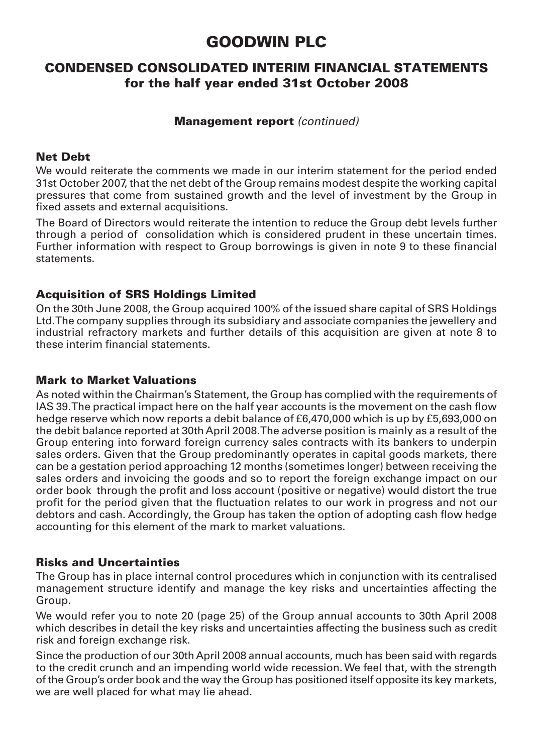# GOODWIN PLC

## CONDENSED CONSOLIDATED INTERIM FINANCIAL STATEMENTS for the half year ended 31st October 2008

**Management report** *(continued)*

### Net Debt

We would reiterate the comments we made in our interim statement for the period ended 31st October 2007, that the net debt of the Group remains modest despite the working capital pressures that come from sustained growth and the level of investment by the Group in fixed assets and external acquisitions.

The Board of Directors would reiterate the intention to reduce the Group debt levels further through a period of consolidation which is considered prudent in these uncertain times. Further information with respect to Group borrowings is given in note 9 to these financial statements.

### Acquisition of SRS Holdings Limited

On the 30th June 2008, the Group acquired 100% of the issued share capital of SRS Holdings Ltd. The company supplies through its subsidiary and associate companies the jewellery and industrial refractory markets and further details of this acquisition are given at note 8 to these interim financial statements.

### Mark to Market Valuations

As noted within the Chairman's Statement, the Group has complied with the requirements of IAS 39. The practical impact here on the half year accounts is the movement on the cash flow hedge reserve which now reports a debit balance of £6,470,000 which is up by £5,693,000 on the debit balance reported at 30th April 2008. The adverse position is mainly as a result of the Group entering into forward foreign currency sales contracts with its bankers to underpin sales orders. Given that the Group predominantly operates in capital goods markets, there can be a gestation period approaching 12 months (sometimes longer) between receiving the sales orders and invoicing the goods and so to report the foreign exchange impact on our order book through the profit and loss account (positive or negative) would distort the true profit for the period given that the fluctuation relates to our work in progress and not our debtors and cash. Accordingly, the Group has taken the option of adopting cash flow hedge accounting for this element of the mark to market valuations.

### Risks and Uncertainties

The Group has in place internal control procedures which in conjunction with its centralised management structure identify and manage the key risks and uncertainties affecting the Group.

We would refer you to note 20 (page 25) of the Group annual accounts to 30th April 2008 which describes in detail the key risks and uncertainties affecting the business such as credit risk and foreign exchange risk.

Since the production of our 30th April 2008 annual accounts, much has been said with regards to the credit crunch and an impending world wide recession. We feel that, with the strength of the Group's order book and the way the Group has positioned itself opposite its key markets, we are well placed for what may lie ahead.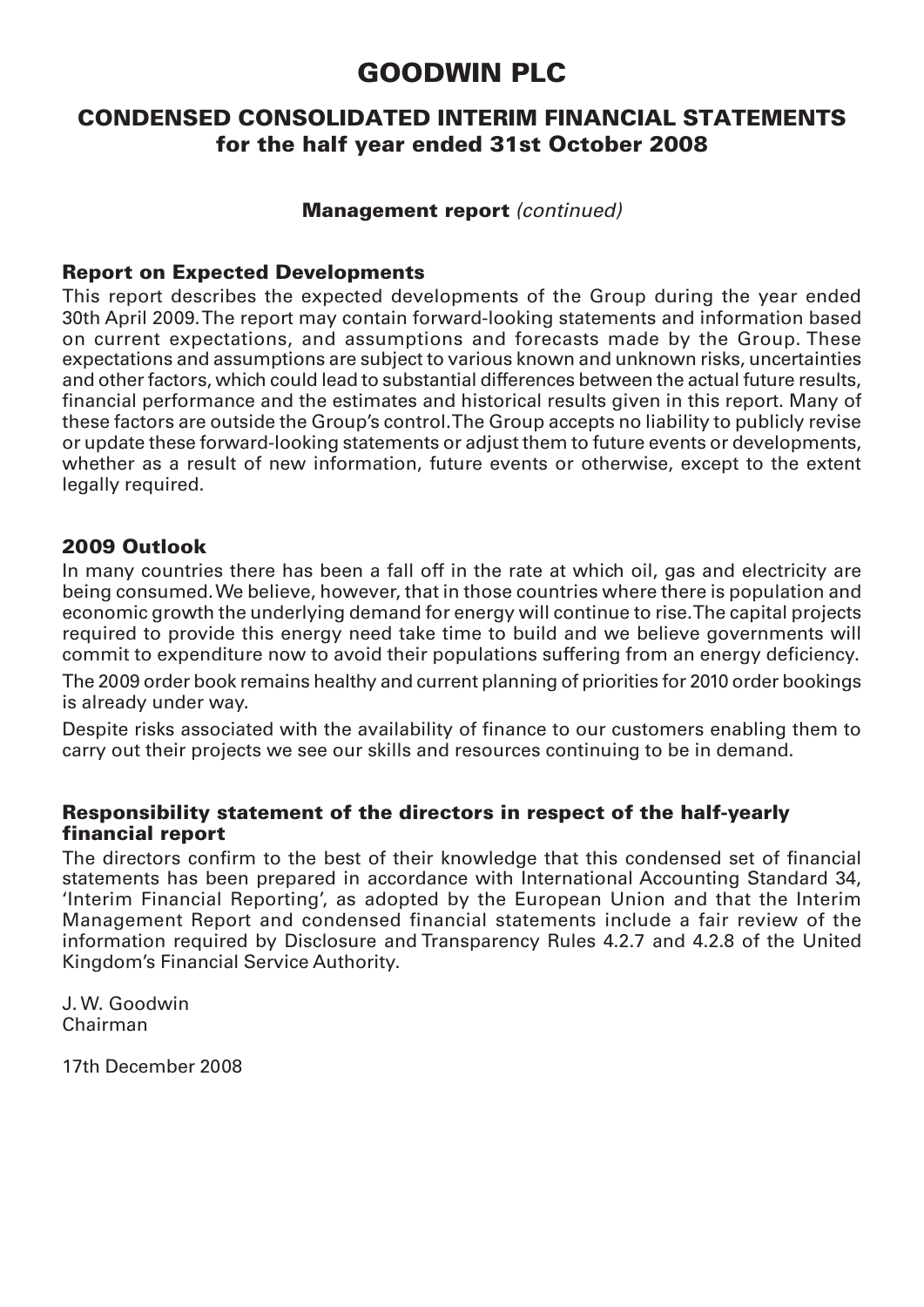# GOODWIN PLC

## CONDENSED CONSOLIDATED INTERIM FINANCIAL STATEMENTS for the half year ended 31st October 2008

**Management report** *(continued)*

### Report on Expected Developments

This report describes the expected developments of the Group during the year ended 30th April 2009. The report may contain forward-looking statements and information based on current expectations, and assumptions and forecasts made by the Group. These expectations and assumptions are subject to various known and unknown risks, uncertainties and other factors, which could lead to substantial differences between the actual future results, financial performance and the estimates and historical results given in this report. Many of these factors are outside the Group's control. The Group accepts no liability to publicly revise or update these forward-looking statements or adjust them to future events or developments, whether as a result of new information, future events or otherwise, except to the extent legally required.

### 2009 Outlook

In many countries there has been a fall off in the rate at which oil, gas and electricity are being consumed. We believe, however, that in those countries where there is population and economic growth the underlying demand for energy will continue to rise. The capital projects required to provide this energy need take time to build and we believe governments will commit to expenditure now to avoid their populations suffering from an energy deficiency.

The 2009 order book remains healthy and current planning of priorities for 2010 order bookings is already under way.

Despite risks associated with the availability of finance to our customers enabling them to carry out their projects we see our skills and resources continuing to be in demand.

### Responsibility statement of the directors in respect of the half-yearly financial report

The directors confirm to the best of their knowledge that this condensed set of financial statements has been prepared in accordance with International Accounting Standard 34, 'Interim Financial Reporting', as adopted by the European Union and that the Interim Management Report and condensed financial statements include a fair review of the information required by Disclosure and Transparency Rules 4.2.7 and 4.2.8 of the United Kingdom's Financial Service Authority.

J. W. Goodwin
Chairman

17th December 2008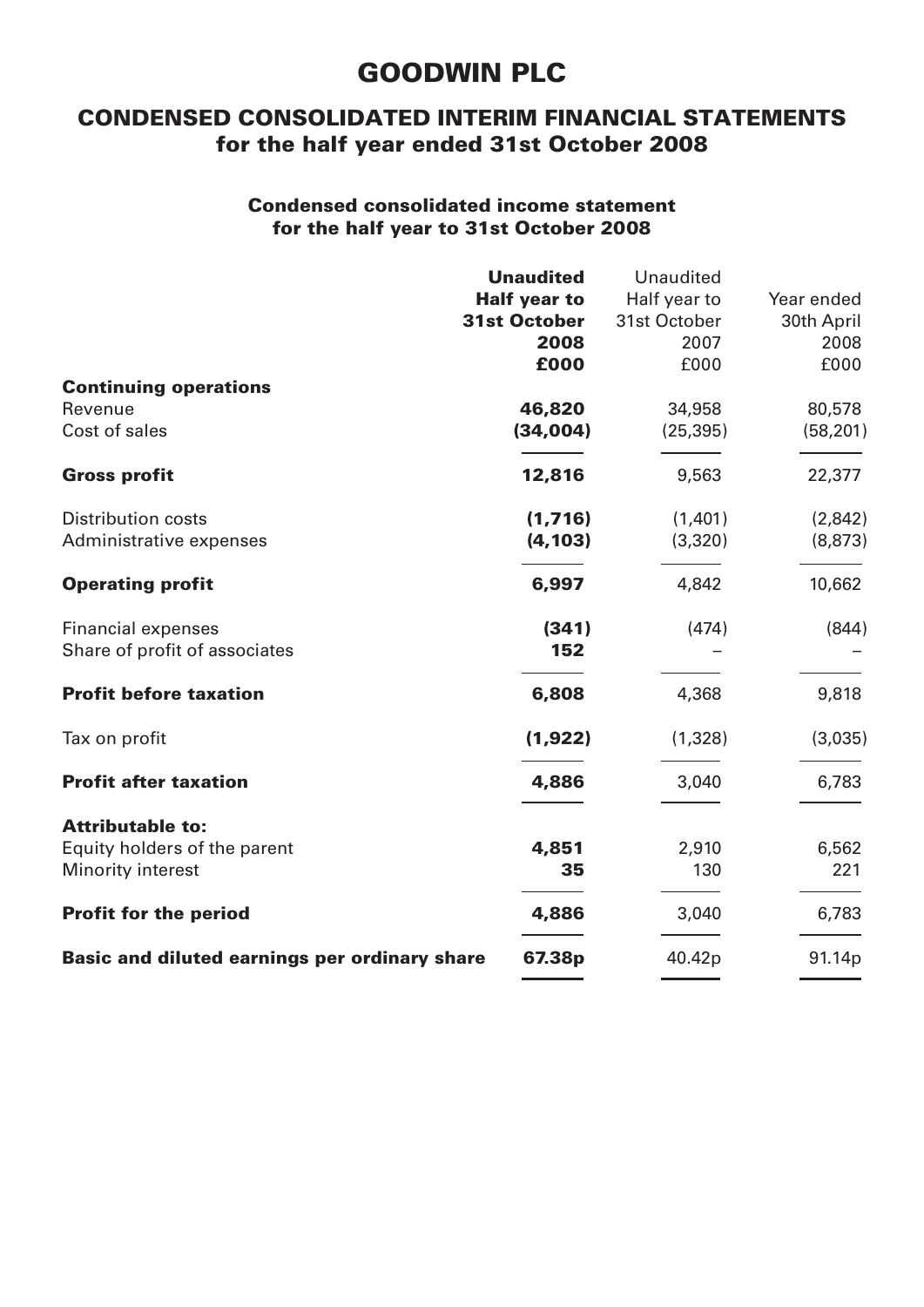# GOODWIN PLC

## CONDENSED CONSOLIDATED INTERIM FINANCIAL STATEMENTS for the half year ended 31st October 2008

### Condensed consolidated income statement for the half year to 31st October 2008

| | **Unaudited Half year to 31st October 2008 £000** | Unaudited Half year to 31st October 2007 £000 | Year ended 30th April 2008 £000 |
|---|---|---|---|
| **Continuing operations** | | | |
| Revenue | **46,820** | 34,958 | 80,578 |
| Cost of sales | **(34,004)** | (25,395) | (58,201) |
| **Gross profit** | **12,816** | 9,563 | 22,377 |
| Distribution costs | **(1,716)** | (1,401) | (2,842) |
| Administrative expenses | **(4,103)** | (3,320) | (8,873) |
| **Operating profit** | **6,997** | 4,842 | 10,662 |
| Financial expenses | **(341)** | (474) | (844) |
| Share of profit of associates | **152** | – | – |
| **Profit before taxation** | **6,808** | 4,368 | 9,818 |
| Tax on profit | **(1,922)** | (1,328) | (3,035) |
| **Profit after taxation** | **4,886** | 3,040 | 6,783 |
| **Attributable to:** | | | |
| Equity holders of the parent | **4,851** | 2,910 | 6,562 |
| Minority interest | **35** | 130 | 221 |
| **Profit for the period** | **4,886** | 3,040 | 6,783 |
| **Basic and diluted earnings per ordinary share** | **67.38p** | 40.42p | 91.14p |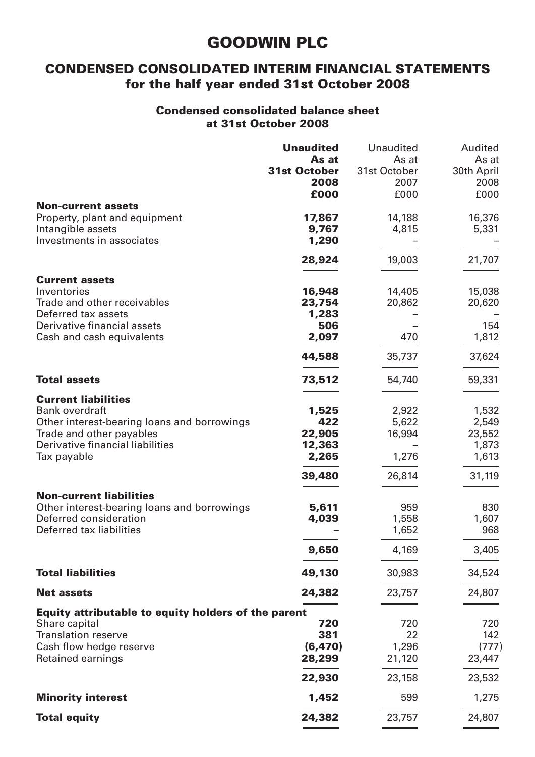# GOODWIN PLC

## CONDENSED CONSOLIDATED INTERIM FINANCIAL STATEMENTS for the half year ended 31st October 2008

### Condensed consolidated balance sheet at 31st October 2008

| | **Unaudited As at 31st October 2008 £000** | Unaudited As at 31st October 2007 £000 | Audited As at 30th April 2008 £000 |
|---|---|---|---|
| **Non-current assets** | | | |
| Property, plant and equipment | **17,867** | 14,188 | 16,376 |
| Intangible assets | **9,767** | 4,815 | 5,331 |
| Investments in associates | **1,290** | – | – |
| | **28,924** | 19,003 | 21,707 |
| **Current assets** | | | |
| Inventories | **16,948** | 14,405 | 15,038 |
| Trade and other receivables | **23,754** | 20,862 | 20,620 |
| Deferred tax assets | **1,283** | – | – |
| Derivative financial assets | **506** | – | 154 |
| Cash and cash equivalents | **2,097** | 470 | 1,812 |
| | **44,588** | 35,737 | 37,624 |
| **Total assets** | **73,512** | 54,740 | 59,331 |
| **Current liabilities** | | | |
| Bank overdraft | **1,525** | 2,922 | 1,532 |
| Other interest-bearing loans and borrowings | **422** | 5,622 | 2,549 |
| Trade and other payables | **22,905** | 16,994 | 23,552 |
| Derivative financial liabilities | **12,363** | – | 1,873 |
| Tax payable | **2,265** | 1,276 | 1,613 |
| | **39,480** | 26,814 | 31,119 |
| **Non-current liabilities** | | | |
| Other interest-bearing loans and borrowings | **5,611** | 959 | 830 |
| Deferred consideration | **4,039** | 1,558 | 1,607 |
| Deferred tax liabilities | **–** | 1,652 | 968 |
| | **9,650** | 4,169 | 3,405 |
| **Total liabilities** | **49,130** | 30,983 | 34,524 |
| **Net assets** | **24,382** | 23,757 | 24,807 |
| **Equity attributable to equity holders of the parent** | | | |
| Share capital | **720** | 720 | 720 |
| Translation reserve | **381** | 22 | 142 |
| Cash flow hedge reserve | **(6,470)** | 1,296 | (777) |
| Retained earnings | **28,299** | 21,120 | 23,447 |
| | **22,930** | 23,158 | 23,532 |
| **Minority interest** | **1,452** | 599 | 1,275 |
| **Total equity** | **24,382** | 23,757 | 24,807 |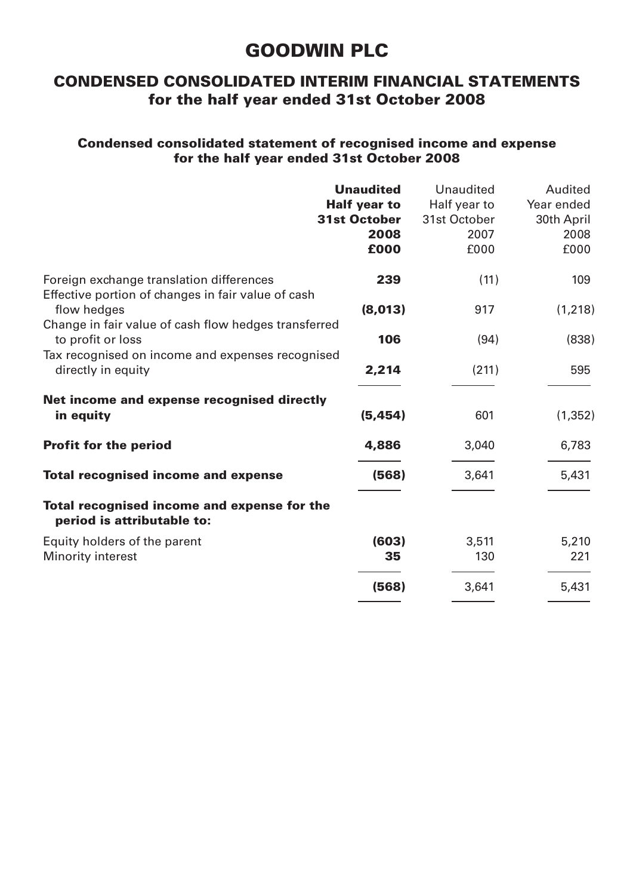# GOODWIN PLC

## CONDENSED CONSOLIDATED INTERIM FINANCIAL STATEMENTS for the half year ended 31st October 2008

### Condensed consolidated statement of recognised income and expense for the half year ended 31st October 2008

| | **Unaudited Half year to 31st October 2008 £000** | Unaudited Half year to 31st October 2007 £000 | Audited Year ended 30th April 2008 £000 |
|---|---|---|---|
| Foreign exchange translation differences | **239** | (11) | 109 |
| Effective portion of changes in fair value of cash flow hedges | **(8,013)** | 917 | (1,218) |
| Change in fair value of cash flow hedges transferred to profit or loss | **106** | (94) | (838) |
| Tax recognised on income and expenses recognised directly in equity | **2,214** | (211) | 595 |
| **Net income and expense recognised directly in equity** | **(5,454)** | 601 | (1,352) |
| **Profit for the period** | **4,886** | 3,040 | 6,783 |
| **Total recognised income and expense** | **(568)** | 3,641 | 5,431 |
| **Total recognised income and expense for the period is attributable to:** | | | |
| Equity holders of the parent | **(603)** | 3,511 | 5,210 |
| Minority interest | **35** | 130 | 221 |
| | **(568)** | 3,641 | 5,431 |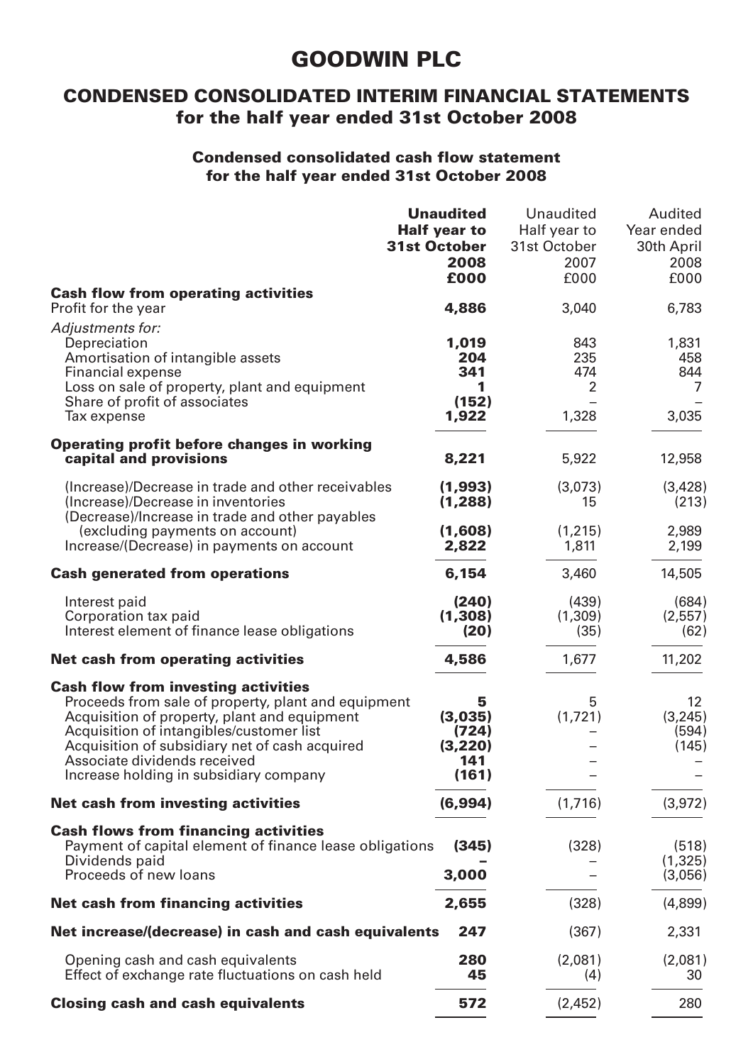# GOODWIN PLC

## CONDENSED CONSOLIDATED INTERIM FINANCIAL STATEMENTS for the half year ended 31st October 2008

### Condensed consolidated cash flow statement for the half year ended 31st October 2008

| | **Unaudited Half year to 31st October 2008 £000** | Unaudited Half year to 31st October 2007 £000 | Audited Year ended 30th April 2008 £000 |
|---|---|---|---|
| **Cash flow from operating activities** | | | |
| Profit for the year | **4,886** | 3,040 | 6,783 |
| *Adjustments for:* | | | |
| Depreciation | **1,019** | 843 | 1,831 |
| Amortisation of intangible assets | **204** | 235 | 458 |
| Financial expense | **341** | 474 | 844 |
| Loss on sale of property, plant and equipment | **1** | 2 | 7 |
| Share of profit of associates | **(152)** | – | – |
| Tax expense | **1,922** | 1,328 | 3,035 |
| **Operating profit before changes in working capital and provisions** | **8,221** | 5,922 | 12,958 |
| (Increase)/Decrease in trade and other receivables | **(1,993)** | (3,073) | (3,428) |
| (Increase)/Decrease in inventories | **(1,288)** | 15 | (213) |
| (Decrease)/Increase in trade and other payables (excluding payments on account) | **(1,608)** | (1,215) | 2,989 |
| Increase/(Decrease) in payments on account | **2,822** | 1,811 | 2,199 |
| **Cash generated from operations** | **6,154** | 3,460 | 14,505 |
| Interest paid | **(240)** | (439) | (684) |
| Corporation tax paid | **(1,308)** | (1,309) | (2,557) |
| Interest element of finance lease obligations | **(20)** | (35) | (62) |
| **Net cash from operating activities** | **4,586** | 1,677 | 11,202 |
| **Cash flow from investing activities** | | | |
| Proceeds from sale of property, plant and equipment | **5** | 5 | 12 |
| Acquisition of property, plant and equipment | **(3,035)** | (1,721) | (3,245) |
| Acquisition of intangibles/customer list | **(724)** | – | (594) |
| Acquisition of subsidiary net of cash acquired | **(3,220)** | – | (145) |
| Associate dividends received | **141** | – | – |
| Increase holding in subsidiary company | **(161)** | – | – |
| **Net cash from investing activities** | **(6,994)** | (1,716) | (3,972) |
| **Cash flows from financing activities** | | | |
| Payment of capital element of finance lease obligations | **(345)** | (328) | (518) |
| Dividends paid | **–** | – | (1,325) |
| Proceeds of new loans | **3,000** | – | (3,056) |
| **Net cash from financing activities** | **2,655** | (328) | (4,899) |
| **Net increase/(decrease) in cash and cash equivalents** | **247** | (367) | 2,331 |
| Opening cash and cash equivalents | **280** | (2,081) | (2,081) |
| Effect of exchange rate fluctuations on cash held | **45** | (4) | 30 |
| **Closing cash and cash equivalents** | **572** | (2,452) | 280 |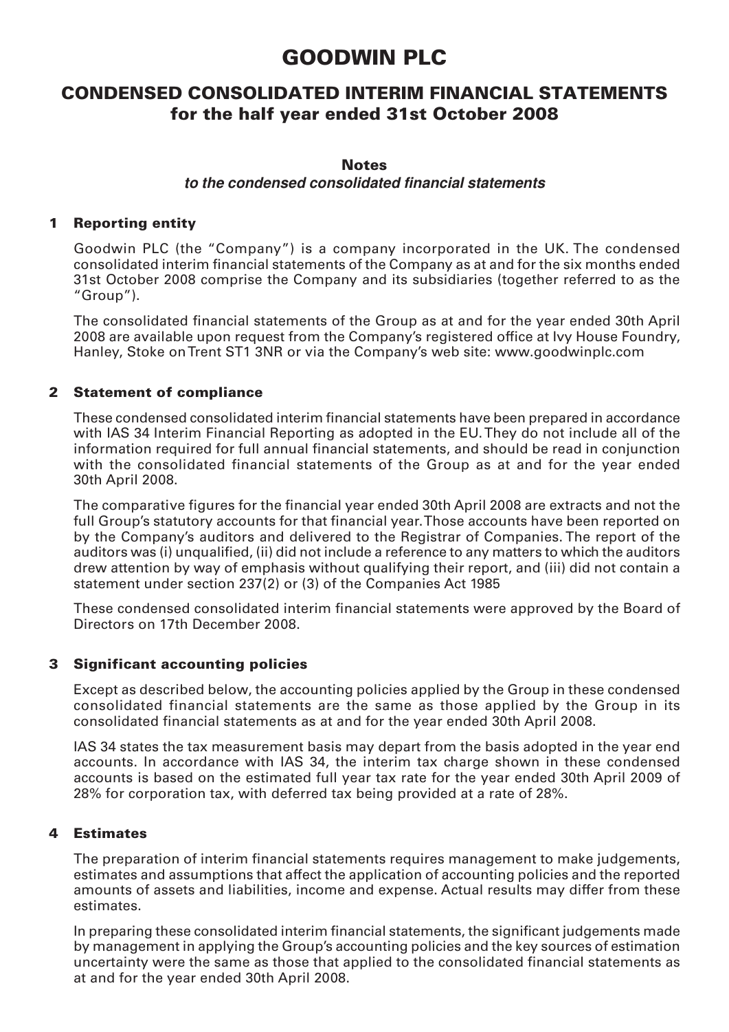# GOODWIN PLC

## CONDENSED CONSOLIDATED INTERIM FINANCIAL STATEMENTS for the half year ended 31st October 2008

### Notes

***to the condensed consolidated financial statements***

#### 1 Reporting entity

Goodwin PLC (the "Company") is a company incorporated in the UK. The condensed consolidated interim financial statements of the Company as at and for the six months ended 31st October 2008 comprise the Company and its subsidiaries (together referred to as the "Group").

The consolidated financial statements of the Group as at and for the year ended 30th April 2008 are available upon request from the Company's registered office at Ivy House Foundry, Hanley, Stoke on Trent ST1 3NR or via the Company's web site: www.goodwinplc.com

#### 2 Statement of compliance

These condensed consolidated interim financial statements have been prepared in accordance with IAS 34 Interim Financial Reporting as adopted in the EU. They do not include all of the information required for full annual financial statements, and should be read in conjunction with the consolidated financial statements of the Group as at and for the year ended 30th April 2008.

The comparative figures for the financial year ended 30th April 2008 are extracts and not the full Group's statutory accounts for that financial year. Those accounts have been reported on by the Company's auditors and delivered to the Registrar of Companies. The report of the auditors was (i) unqualified, (ii) did not include a reference to any matters to which the auditors drew attention by way of emphasis without qualifying their report, and (iii) did not contain a statement under section 237(2) or (3) of the Companies Act 1985

These condensed consolidated interim financial statements were approved by the Board of Directors on 17th December 2008.

#### 3 Significant accounting policies

Except as described below, the accounting policies applied by the Group in these condensed consolidated financial statements are the same as those applied by the Group in its consolidated financial statements as at and for the year ended 30th April 2008.

IAS 34 states the tax measurement basis may depart from the basis adopted in the year end accounts. In accordance with IAS 34, the interim tax charge shown in these condensed accounts is based on the estimated full year tax rate for the year ended 30th April 2009 of 28% for corporation tax, with deferred tax being provided at a rate of 28%.

#### 4 Estimates

The preparation of interim financial statements requires management to make judgements, estimates and assumptions that affect the application of accounting policies and the reported amounts of assets and liabilities, income and expense. Actual results may differ from these estimates.

In preparing these consolidated interim financial statements, the significant judgements made by management in applying the Group's accounting policies and the key sources of estimation uncertainty were the same as those that applied to the consolidated financial statements as at and for the year ended 30th April 2008.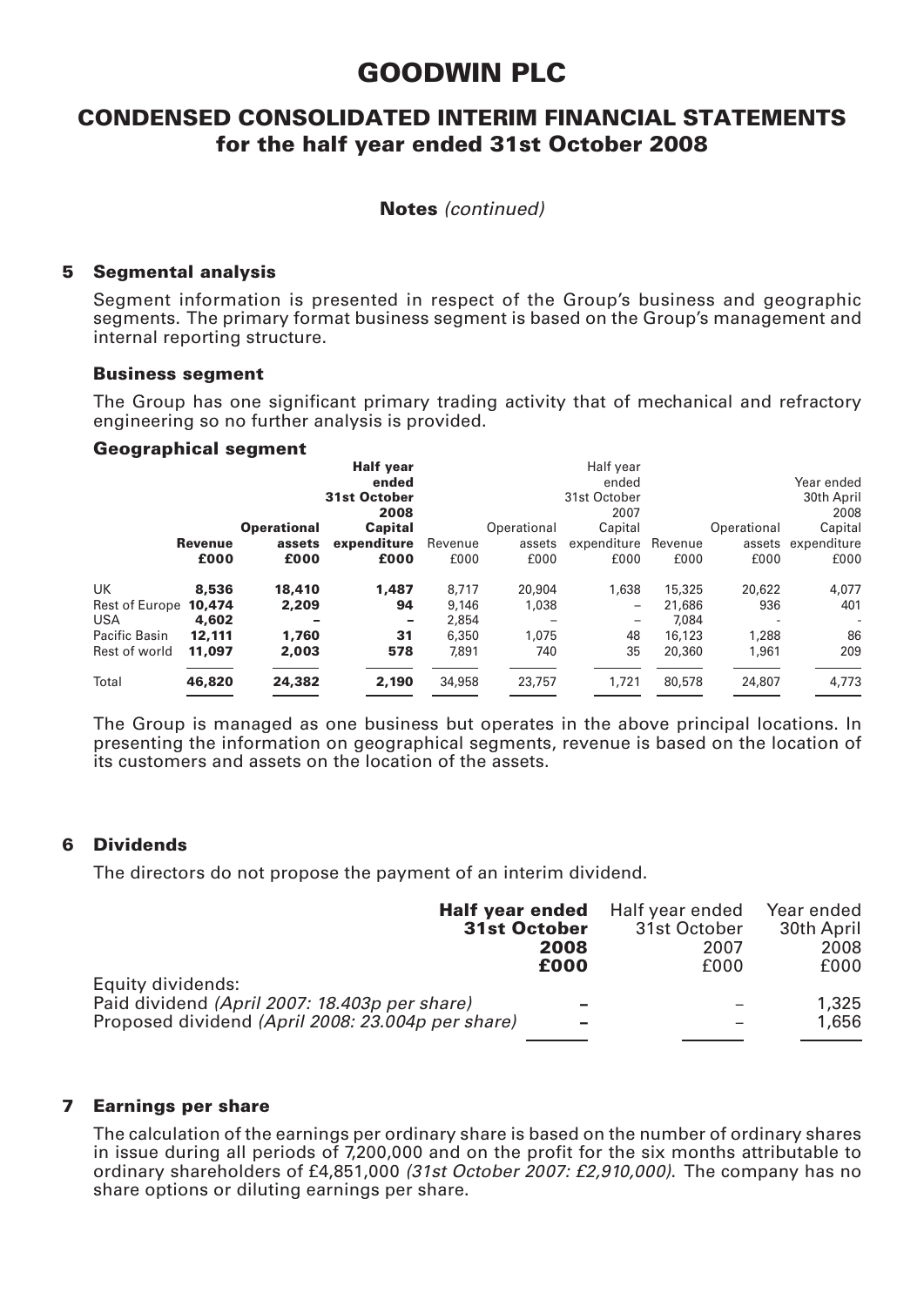# GOODWIN PLC

## CONDENSED CONSOLIDATED INTERIM FINANCIAL STATEMENTS for the half year ended 31st October 2008

**Notes** *(continued)*

### 5 Segmental analysis

Segment information is presented in respect of the Group's business and geographic segments. The primary format business segment is based on the Group's management and internal reporting structure.

#### Business segment

The Group has one significant primary trading activity that of mechanical and refractory engineering so no further analysis is provided.

#### Geographical segment

| | | | **Half year ended 31st October 2008** | | | Half year ended 31st October 2007 | | | Year ended 30th April 2008 |
|---|---|---|---|---|---|---|---|---|---|
| | **Revenue £000** | **Operational assets £000** | **Capital expenditure £000** | Revenue £000 | Operational assets £000 | Capital expenditure £000 | Revenue £000 | Operational assets £000 | Capital expenditure £000 |
| UK | **8,536** | **18,410** | **1,487** | 8,717 | 20,904 | 1,638 | 15,325 | 20,622 | 4,077 |
| Rest of Europe | **10,474** | **2,209** | **94** | 9,146 | 1,038 | – | 21,686 | 936 | 401 |
| USA | **4,602** | **–** | **–** | 2,854 | – | – | 7,084 | - | - |
| Pacific Basin | **12,111** | **1,760** | **31** | 6,350 | 1,075 | 48 | 16,123 | 1,288 | 86 |
| Rest of world | **11,097** | **2,003** | **578** | 7,891 | 740 | 35 | 20,360 | 1,961 | 209 |
| Total | **46,820** | **24,382** | **2,190** | 34,958 | 23,757 | 1,721 | 80,578 | 24,807 | 4,773 |

The Group is managed as one business but operates in the above principal locations. In presenting the information on geographical segments, revenue is based on the location of its customers and assets on the location of the assets.

### 6 Dividends

The directors do not propose the payment of an interim dividend.

| | **Half year ended 31st October 2008 £000** | Half year ended 31st October 2007 £000 | Year ended 30th April 2008 £000 |
|---|---|---|---|
| Equity dividends: | | | |
| Paid dividend *(April 2007: 18.403p per share)* | **–** | – | 1,325 |
| Proposed dividend *(April 2008: 23.004p per share)* | **–** | – | 1,656 |

### 7 Earnings per share

The calculation of the earnings per ordinary share is based on the number of ordinary shares in issue during all periods of 7,200,000 and on the profit for the six months attributable to ordinary shareholders of £4,851,000 *(31st October 2007: £2,910,000)*. The company has no share options or diluting earnings per share.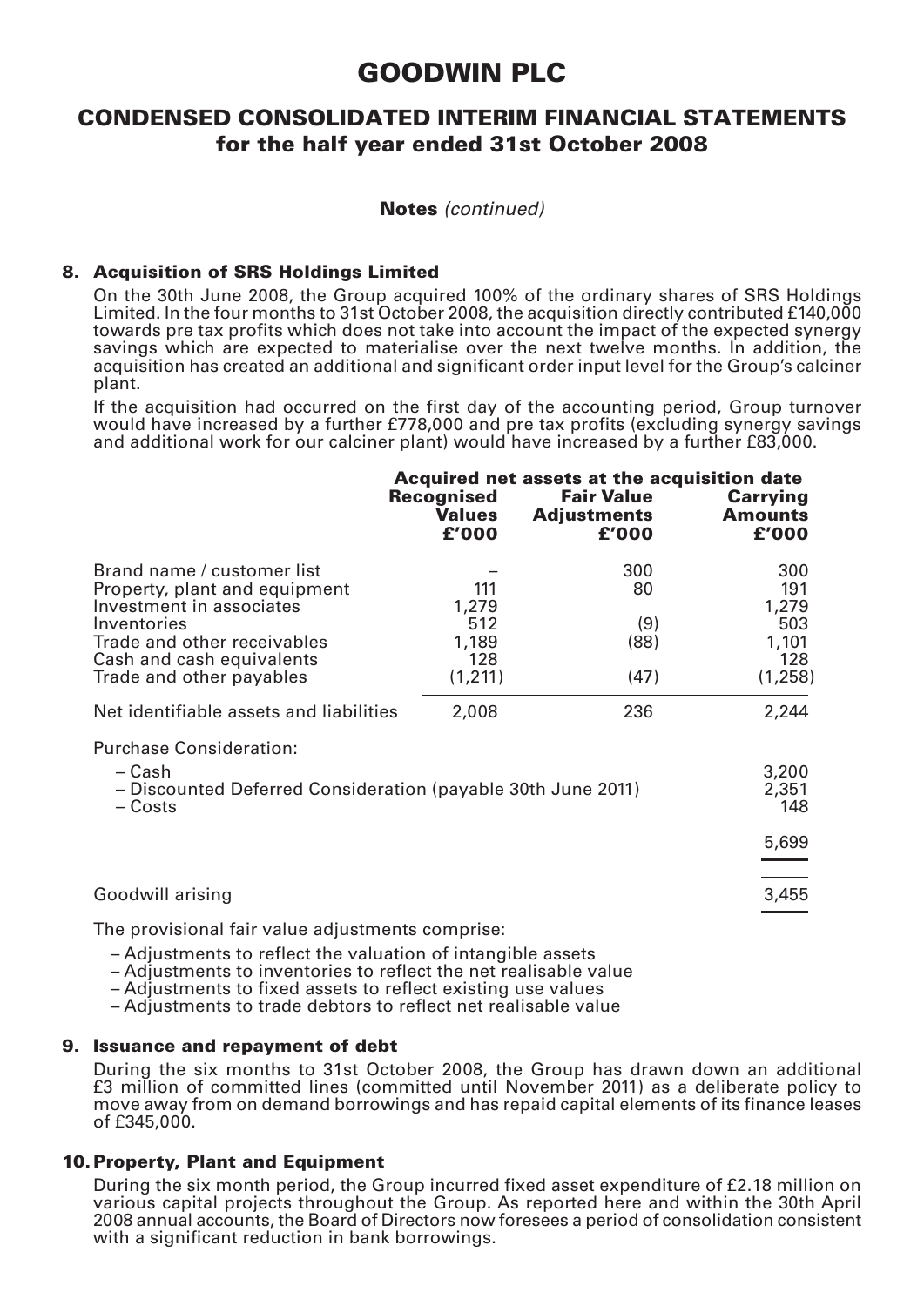# GOODWIN PLC

## CONDENSED CONSOLIDATED INTERIM FINANCIAL STATEMENTS for the half year ended 31st October 2008

**Notes** *(continued)*

### 8. Acquisition of SRS Holdings Limited

On the 30th June 2008, the Group acquired 100% of the ordinary shares of SRS Holdings Limited. In the four months to 31st October 2008, the acquisition directly contributed £140,000 towards pre tax profits which does not take into account the impact of the expected synergy savings which are expected to materialise over the next twelve months. In addition, the acquisition has created an additional and significant order input level for the Group's calciner plant.

If the acquisition had occurred on the first day of the accounting period, Group turnover would have increased by a further £778,000 and pre tax profits (excluding synergy savings and additional work for our calciner plant) would have increased by a further £83,000.

| | Acquired net assets at the acquisition date | | |
|---|---|---|---|
| | **Recognised Values £'000** | **Fair Value Adjustments £'000** | **Carrying Amounts £'000** |
| Brand name / customer list | – | 300 | 300 |
| Property, plant and equipment | 111 | 80 | 191 |
| Investment in associates | 1,279 | | 1,279 |
| Inventories | 512 | (9) | 503 |
| Trade and other receivables | 1,189 | (88) | 1,101 |
| Cash and cash equivalents | 128 | | 128 |
| Trade and other payables | (1,211) | (47) | (1,258) |
| Net identifiable assets and liabilities | 2,008 | 236 | 2,244 |
| Purchase Consideration: | | | |
| – Cash | | | 3,200 |
| – Discounted Deferred Consideration (payable 30th June 2011) | | | 2,351 |
| – Costs | | | 148 |
| | | | 5,699 |
| Goodwill arising | | | 3,455 |

The provisional fair value adjustments comprise:

- Adjustments to reflect the valuation of intangible assets
- Adjustments to inventories to reflect the net realisable value
- Adjustments to fixed assets to reflect existing use values
- Adjustments to trade debtors to reflect net realisable value

### 9. Issuance and repayment of debt

During the six months to 31st October 2008, the Group has drawn down an additional £3 million of committed lines (committed until November 2011) as a deliberate policy to move away from on demand borrowings and has repaid capital elements of its finance leases of £345,000.

### 10. Property, Plant and Equipment

During the six month period, the Group incurred fixed asset expenditure of £2.18 million on various capital projects throughout the Group. As reported here and within the 30th April 2008 annual accounts, the Board of Directors now foresees a period of consolidation consistent with a significant reduction in bank borrowings.